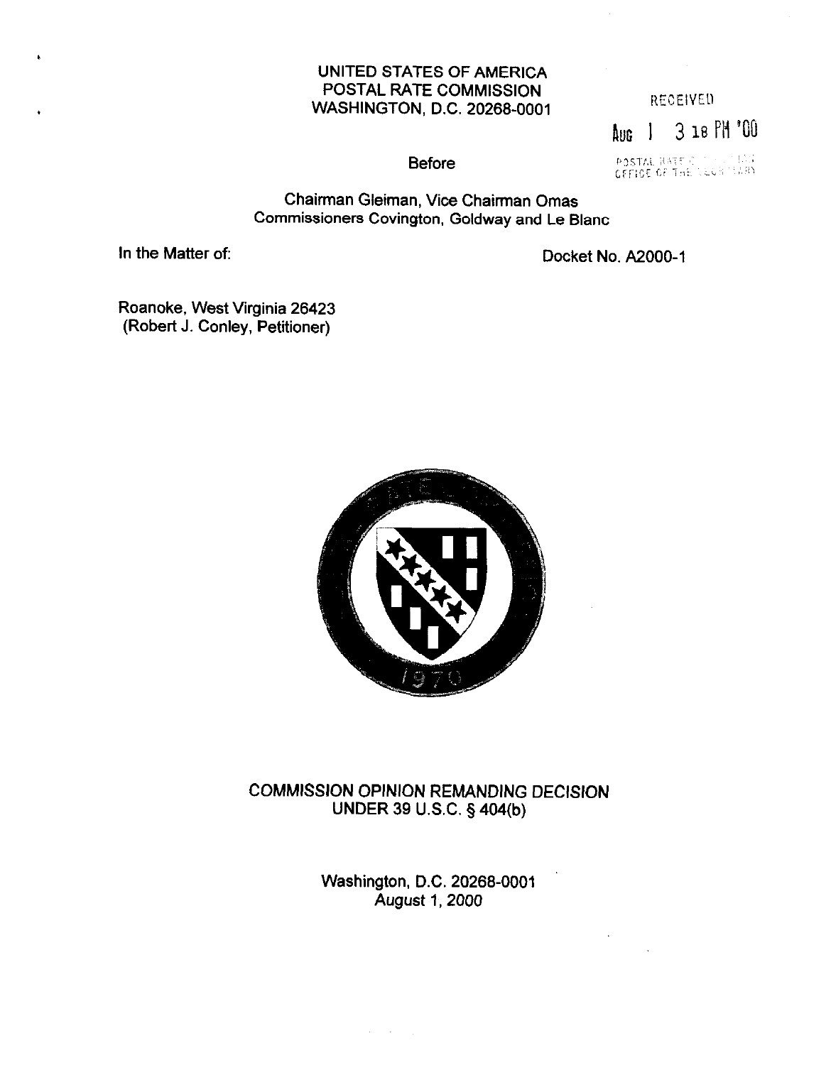UNITED STATES OF AMERICA
POSTAL RATE COMMISSION
WASHINGTON, D.C. 20268-0001

RECEIVED

Aug 1 3 18 PM '00

POSTAL RATE COMMISSION
OFFICE OF THE SECRETARY

Before

Chairman Gleiman, Vice Chairman Omas
Commissioners Covington, Goldway and Le Blanc

In the Matter of:

Docket No. A2000-1

Roanoke, West Virginia 26423
(Robert J. Conley, Petitioner)

COMMISSION OPINION REMANDING DECISION
UNDER 39 U.S.C. § 404(b)

Washington, D.C. 20268-0001
August 1, 2000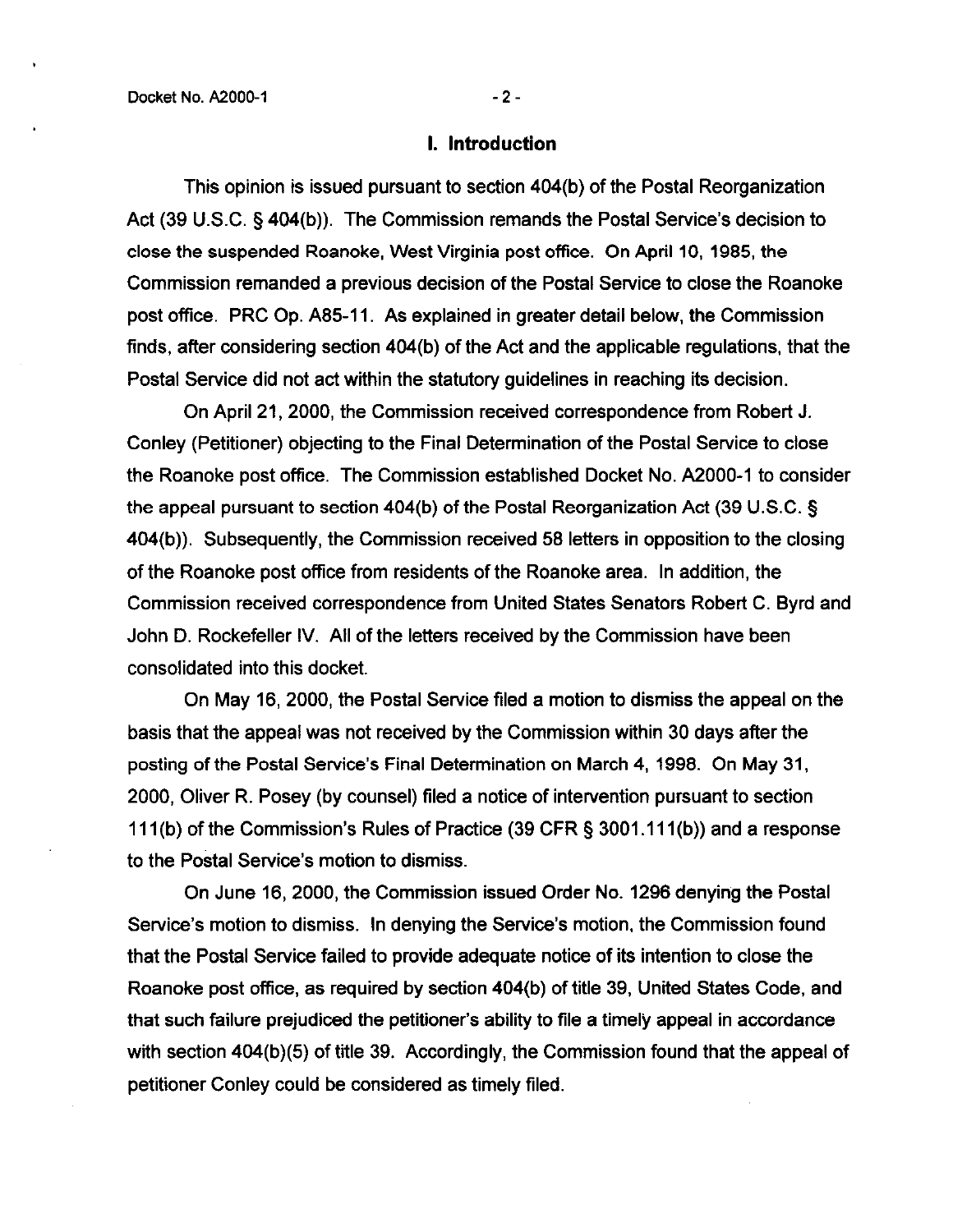## I. Introduction

This opinion is issued pursuant to section 404(b) of the Postal Reorganization Act (39 U.S.C. § 404(b)). The Commission remands the Postal Service's decision to close the suspended Roanoke, West Virginia post office. On April 10, 1985, the Commission remanded a previous decision of the Postal Service to close the Roanoke post office. PRC Op. A85-11. As explained in greater detail below, the Commission finds, after considering section 404(b) of the Act and the applicable regulations, that the Postal Service did not act within the statutory guidelines in reaching its decision.

On April 21, 2000, the Commission received correspondence from Robert J. Conley (Petitioner) objecting to the Final Determination of the Postal Service to close the Roanoke post office. The Commission established Docket No. A2000-1 to consider the appeal pursuant to section 404(b) of the Postal Reorganization Act (39 U.S.C. § 404(b)). Subsequently, the Commission received 58 letters in opposition to the closing of the Roanoke post office from residents of the Roanoke area. In addition, the Commission received correspondence from United States Senators Robert C. Byrd and John D. Rockefeller IV. All of the letters received by the Commission have been consolidated into this docket.

On May 16, 2000, the Postal Service filed a motion to dismiss the appeal on the basis that the appeal was not received by the Commission within 30 days after the posting of the Postal Service's Final Determination on March 4, 1998. On May 31, 2000, Oliver R. Posey (by counsel) filed a notice of intervention pursuant to section 111(b) of the Commission's Rules of Practice (39 CFR § 3001.111(b)) and a response to the Postal Service's motion to dismiss.

On June 16, 2000, the Commission issued Order No. 1296 denying the Postal Service's motion to dismiss. In denying the Service's motion, the Commission found that the Postal Service failed to provide adequate notice of its intention to close the Roanoke post office, as required by section 404(b) of title 39, United States Code, and that such failure prejudiced the petitioner's ability to file a timely appeal in accordance with section 404(b)(5) of title 39. Accordingly, the Commission found that the appeal of petitioner Conley could be considered as timely filed.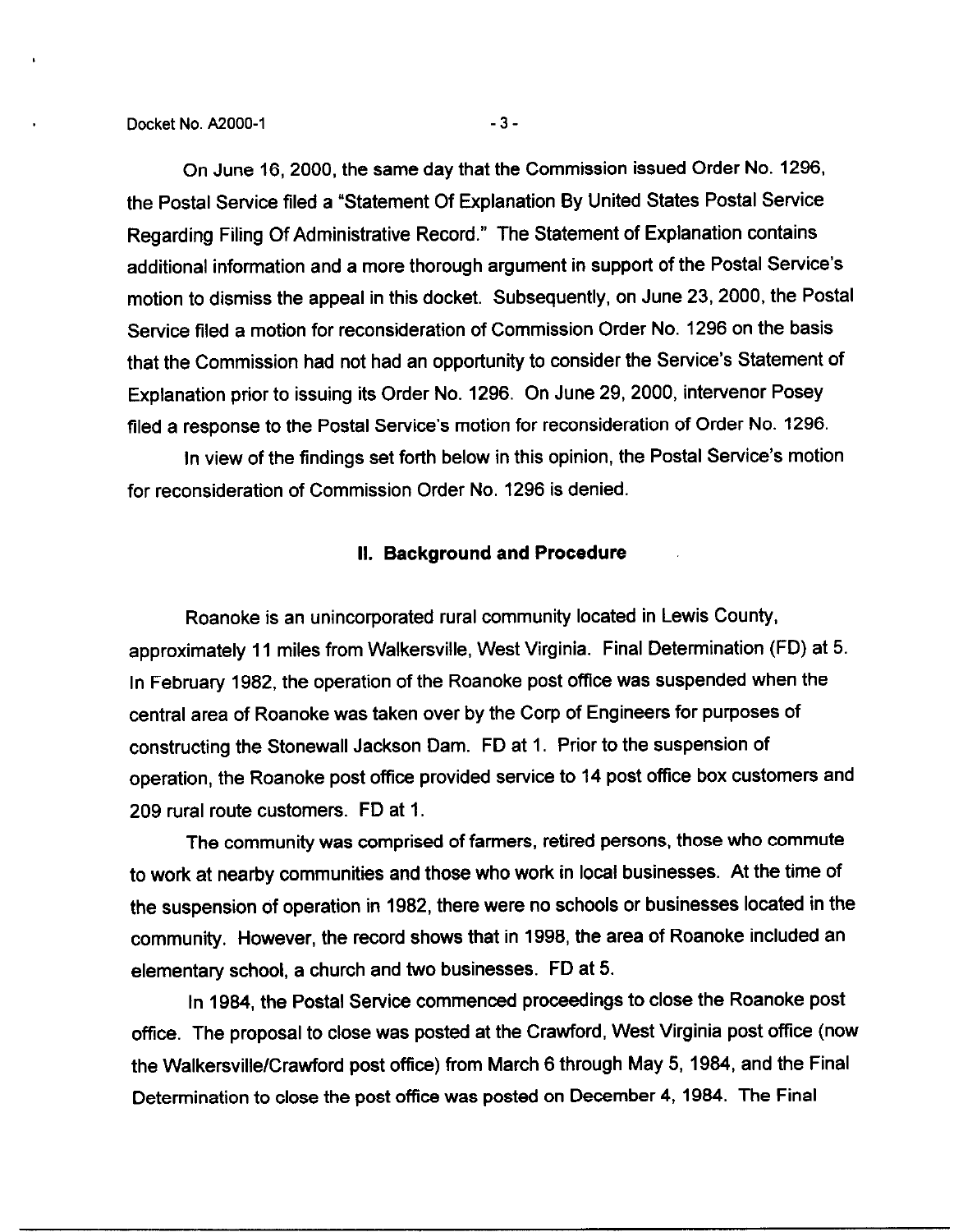On June 16, 2000, the same day that the Commission issued Order No. 1296, the Postal Service filed a "Statement Of Explanation By United States Postal Service Regarding Filing Of Administrative Record." The Statement of Explanation contains additional information and a more thorough argument in support of the Postal Service's motion to dismiss the appeal in this docket. Subsequently, on June 23, 2000, the Postal Service filed a motion for reconsideration of Commission Order No. 1296 on the basis that the Commission had not had an opportunity to consider the Service's Statement of Explanation prior to issuing its Order No. 1296. On June 29, 2000, intervenor Posey filed a response to the Postal Service's motion for reconsideration of Order No. 1296.

In view of the findings set forth below in this opinion, the Postal Service's motion for reconsideration of Commission Order No. 1296 is denied.

## II. Background and Procedure

Roanoke is an unincorporated rural community located in Lewis County, approximately 11 miles from Walkersville, West Virginia. Final Determination (FD) at 5. In February 1982, the operation of the Roanoke post office was suspended when the central area of Roanoke was taken over by the Corp of Engineers for purposes of constructing the Stonewall Jackson Dam. FD at 1. Prior to the suspension of operation, the Roanoke post office provided service to 14 post office box customers and 209 rural route customers. FD at 1.

The community was comprised of farmers, retired persons, those who commute to work at nearby communities and those who work in local businesses. At the time of the suspension of operation in 1982, there were no schools or businesses located in the community. However, the record shows that in 1998, the area of Roanoke included an elementary school, a church and two businesses. FD at 5.

In 1984, the Postal Service commenced proceedings to close the Roanoke post office. The proposal to close was posted at the Crawford, West Virginia post office (now the Walkersville/Crawford post office) from March 6 through May 5, 1984, and the Final Determination to close the post office was posted on December 4, 1984. The Final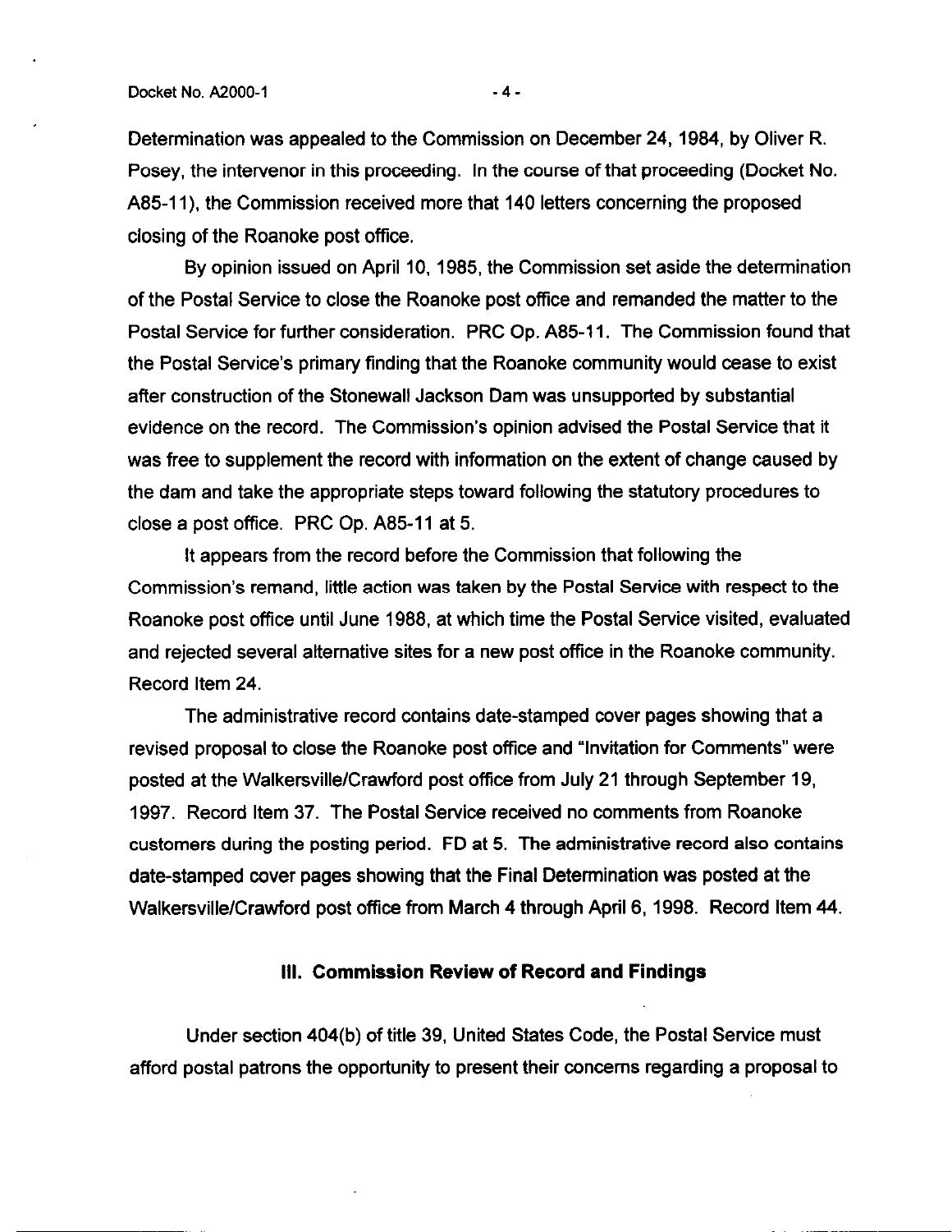Determination was appealed to the Commission on December 24, 1984, by Oliver R. Posey, the intervenor in this proceeding. In the course of that proceeding (Docket No. A85-11), the Commission received more that 140 letters concerning the proposed closing of the Roanoke post office.

By opinion issued on April 10, 1985, the Commission set aside the determination of the Postal Service to close the Roanoke post office and remanded the matter to the Postal Service for further consideration. PRC Op. A85-11. The Commission found that the Postal Service's primary finding that the Roanoke community would cease to exist after construction of the Stonewall Jackson Dam was unsupported by substantial evidence on the record. The Commission's opinion advised the Postal Service that it was free to supplement the record with information on the extent of change caused by the dam and take the appropriate steps toward following the statutory procedures to close a post office. PRC Op. A85-11 at 5.

It appears from the record before the Commission that following the Commission's remand, little action was taken by the Postal Service with respect to the Roanoke post office until June 1988, at which time the Postal Service visited, evaluated and rejected several alternative sites for a new post office in the Roanoke community. Record Item 24.

The administrative record contains date-stamped cover pages showing that a revised proposal to close the Roanoke post office and "Invitation for Comments" were posted at the Walkersville/Crawford post office from July 21 through September 19, 1997. Record Item 37. The Postal Service received no comments from Roanoke customers during the posting period. FD at 5. The administrative record also contains date-stamped cover pages showing that the Final Determination was posted at the Walkersville/Crawford post office from March 4 through April 6, 1998. Record Item 44.

## III. Commission Review of Record and Findings

Under section 404(b) of title 39, United States Code, the Postal Service must afford postal patrons the opportunity to present their concerns regarding a proposal to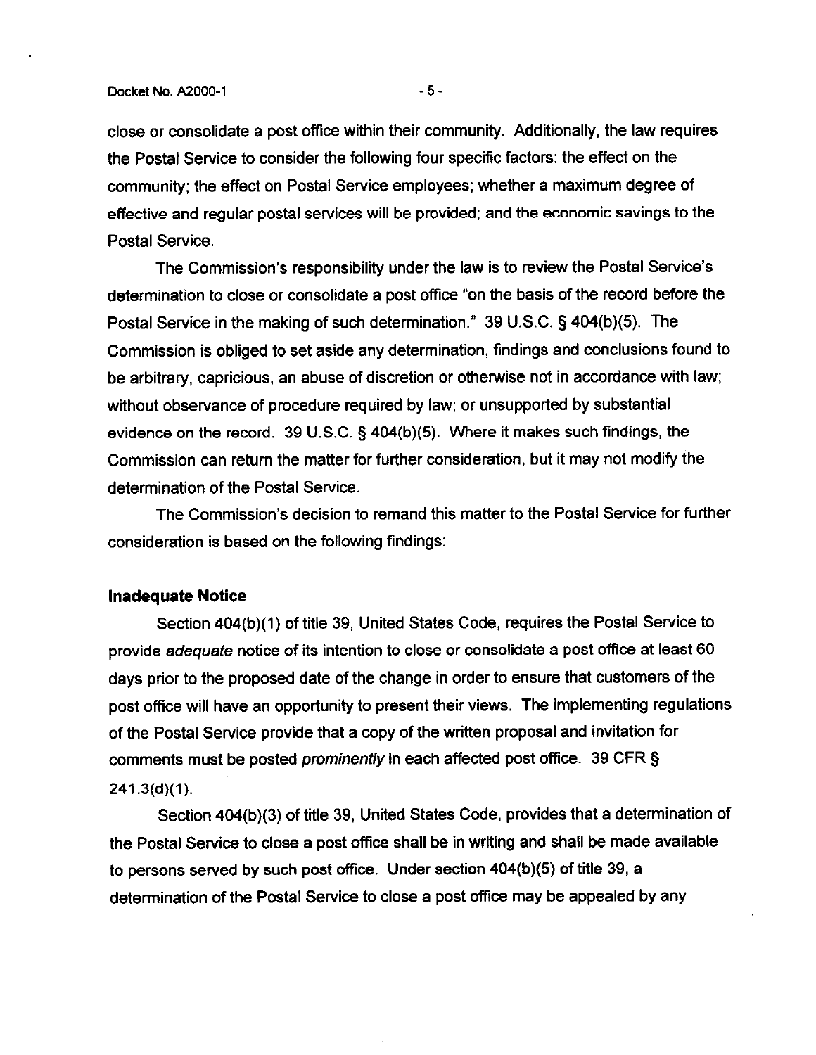close or consolidate a post office within their community. Additionally, the law requires the Postal Service to consider the following four specific factors: the effect on the community; the effect on Postal Service employees; whether a maximum degree of effective and regular postal services will be provided; and the economic savings to the Postal Service.

The Commission's responsibility under the law is to review the Postal Service's determination to close or consolidate a post office "on the basis of the record before the Postal Service in the making of such determination." 39 U.S.C. § 404(b)(5). The Commission is obliged to set aside any determination, findings and conclusions found to be arbitrary, capricious, an abuse of discretion or otherwise not in accordance with law; without observance of procedure required by law; or unsupported by substantial evidence on the record. 39 U.S.C. § 404(b)(5). Where it makes such findings, the Commission can return the matter for further consideration, but it may not modify the determination of the Postal Service.

The Commission's decision to remand this matter to the Postal Service for further consideration is based on the following findings:

**Inadequate Notice**

Section 404(b)(1) of title 39, United States Code, requires the Postal Service to provide *adequate* notice of its intention to close or consolidate a post office at least 60 days prior to the proposed date of the change in order to ensure that customers of the post office will have an opportunity to present their views. The implementing regulations of the Postal Service provide that a copy of the written proposal and invitation for comments must be posted *prominently* in each affected post office. 39 CFR § 241.3(d)(1).

Section 404(b)(3) of title 39, United States Code, provides that a determination of the Postal Service to close a post office shall be in writing and shall be made available to persons served by such post office. Under section 404(b)(5) of title 39, a determination of the Postal Service to close a post office may be appealed by any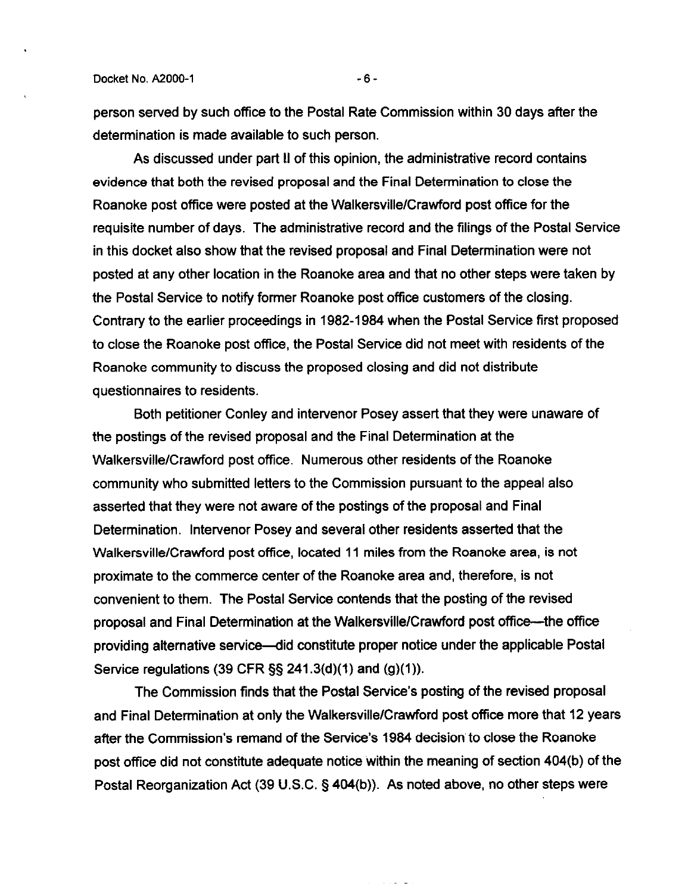person served by such office to the Postal Rate Commission within 30 days after the determination is made available to such person.

As discussed under part II of this opinion, the administrative record contains evidence that both the revised proposal and the Final Determination to close the Roanoke post office were posted at the Walkersville/Crawford post office for the requisite number of days. The administrative record and the filings of the Postal Service in this docket also show that the revised proposal and Final Determination were not posted at any other location in the Roanoke area and that no other steps were taken by the Postal Service to notify former Roanoke post office customers of the closing. Contrary to the earlier proceedings in 1982-1984 when the Postal Service first proposed to close the Roanoke post office, the Postal Service did not meet with residents of the Roanoke community to discuss the proposed closing and did not distribute questionnaires to residents.

Both petitioner Conley and intervenor Posey assert that they were unaware of the postings of the revised proposal and the Final Determination at the Walkersville/Crawford post office. Numerous other residents of the Roanoke community who submitted letters to the Commission pursuant to the appeal also asserted that they were not aware of the postings of the proposal and Final Determination. Intervenor Posey and several other residents asserted that the Walkersville/Crawford post office, located 11 miles from the Roanoke area, is not proximate to the commerce center of the Roanoke area and, therefore, is not convenient to them. The Postal Service contends that the posting of the revised proposal and Final Determination at the Walkersville/Crawford post office—the office providing alternative service—did constitute proper notice under the applicable Postal Service regulations (39 CFR §§ 241.3(d)(1) and (g)(1)).

The Commission finds that the Postal Service's posting of the revised proposal and Final Determination at only the Walkersville/Crawford post office more that 12 years after the Commission's remand of the Service's 1984 decision to close the Roanoke post office did not constitute adequate notice within the meaning of section 404(b) of the Postal Reorganization Act (39 U.S.C. § 404(b)). As noted above, no other steps were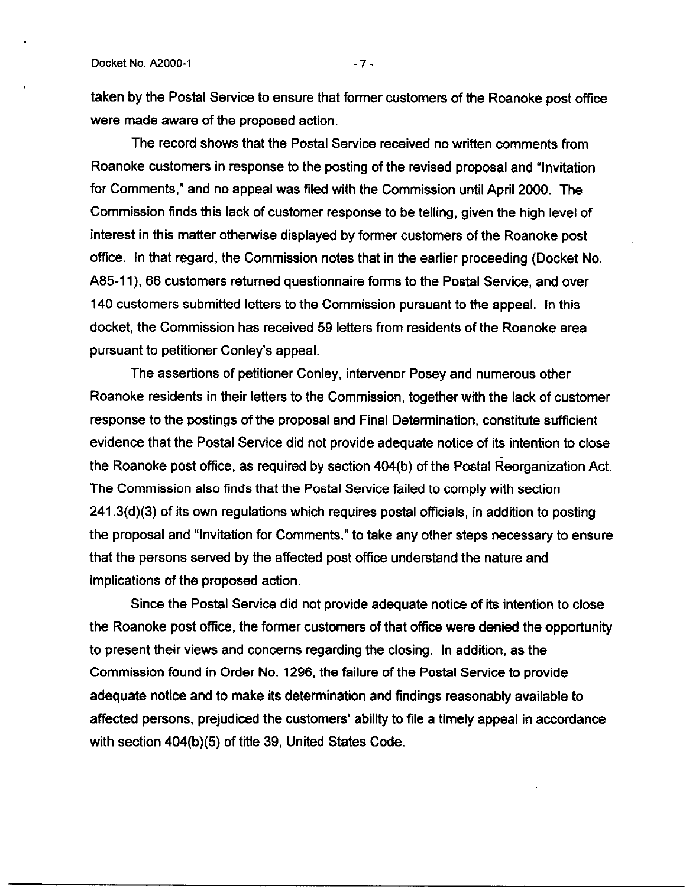taken by the Postal Service to ensure that former customers of the Roanoke post office were made aware of the proposed action.

The record shows that the Postal Service received no written comments from Roanoke customers in response to the posting of the revised proposal and "Invitation for Comments," and no appeal was filed with the Commission until April 2000. The Commission finds this lack of customer response to be telling, given the high level of interest in this matter otherwise displayed by former customers of the Roanoke post office. In that regard, the Commission notes that in the earlier proceeding (Docket No. A85-11), 66 customers returned questionnaire forms to the Postal Service, and over 140 customers submitted letters to the Commission pursuant to the appeal. In this docket, the Commission has received 59 letters from residents of the Roanoke area pursuant to petitioner Conley's appeal.

The assertions of petitioner Conley, intervenor Posey and numerous other Roanoke residents in their letters to the Commission, together with the lack of customer response to the postings of the proposal and Final Determination, constitute sufficient evidence that the Postal Service did not provide adequate notice of its intention to close the Roanoke post office, as required by section 404(b) of the Postal Reorganization Act. The Commission also finds that the Postal Service failed to comply with section 241.3(d)(3) of its own regulations which requires postal officials, in addition to posting the proposal and "Invitation for Comments," to take any other steps necessary to ensure that the persons served by the affected post office understand the nature and implications of the proposed action.

Since the Postal Service did not provide adequate notice of its intention to close the Roanoke post office, the former customers of that office were denied the opportunity to present their views and concerns regarding the closing. In addition, as the Commission found in Order No. 1296, the failure of the Postal Service to provide adequate notice and to make its determination and findings reasonably available to affected persons, prejudiced the customers' ability to file a timely appeal in accordance with section 404(b)(5) of title 39, United States Code.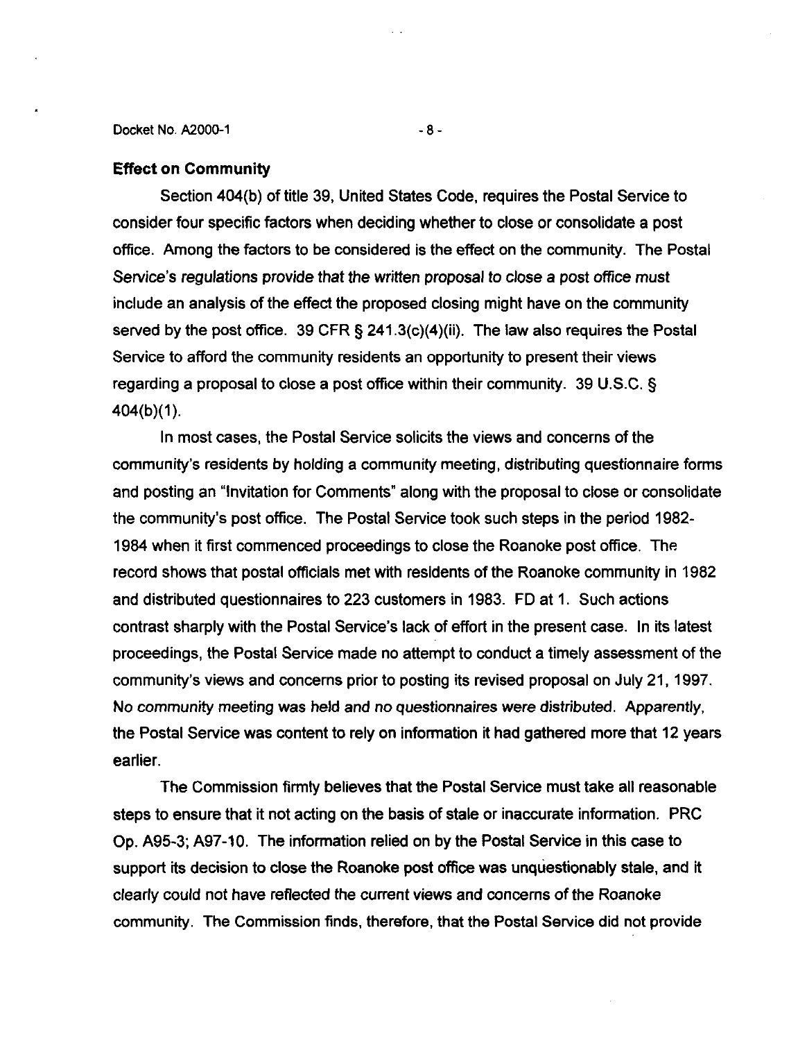**Effect on Community**

Section 404(b) of title 39, United States Code, requires the Postal Service to consider four specific factors when deciding whether to close or consolidate a post office. Among the factors to be considered is the effect on the community. The Postal Service's regulations provide that the written proposal to close a post office must include an analysis of the effect the proposed closing might have on the community served by the post office. 39 CFR § 241.3(c)(4)(ii). The law also requires the Postal Service to afford the community residents an opportunity to present their views regarding a proposal to close a post office within their community. 39 U.S.C. § 404(b)(1).

In most cases, the Postal Service solicits the views and concerns of the community's residents by holding a community meeting, distributing questionnaire forms and posting an "Invitation for Comments" along with the proposal to close or consolidate the community's post office. The Postal Service took such steps in the period 1982-1984 when it first commenced proceedings to close the Roanoke post office. The record shows that postal officials met with residents of the Roanoke community in 1982 and distributed questionnaires to 223 customers in 1983. FD at 1. Such actions contrast sharply with the Postal Service's lack of effort in the present case. In its latest proceedings, the Postal Service made no attempt to conduct a timely assessment of the community's views and concerns prior to posting its revised proposal on July 21, 1997. No community meeting was held and no questionnaires were distributed. Apparently, the Postal Service was content to rely on information it had gathered more that 12 years earlier.

The Commission firmly believes that the Postal Service must take all reasonable steps to ensure that it not acting on the basis of stale or inaccurate information. PRC Op. A95-3; A97-10. The information relied on by the Postal Service in this case to support its decision to close the Roanoke post office was unquestionably stale, and it clearly could not have reflected the current views and concerns of the Roanoke community. The Commission finds, therefore, that the Postal Service did not provide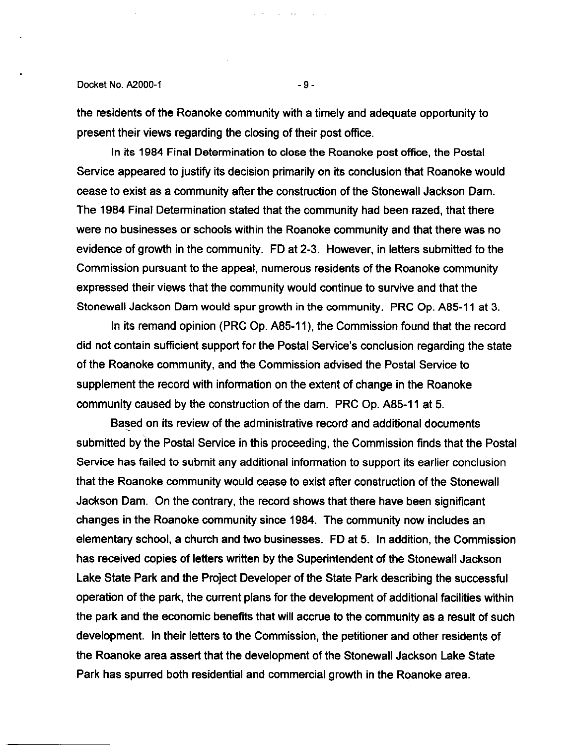the residents of the Roanoke community with a timely and adequate opportunity to present their views regarding the closing of their post office.

In its 1984 Final Determination to close the Roanoke post office, the Postal Service appeared to justify its decision primarily on its conclusion that Roanoke would cease to exist as a community after the construction of the Stonewall Jackson Dam. The 1984 Final Determination stated that the community had been razed, that there were no businesses or schools within the Roanoke community and that there was no evidence of growth in the community. FD at 2-3. However, in letters submitted to the Commission pursuant to the appeal, numerous residents of the Roanoke community expressed their views that the community would continue to survive and that the Stonewall Jackson Dam would spur growth in the community. PRC Op. A85-11 at 3.

In its remand opinion (PRC Op. A85-11), the Commission found that the record did not contain sufficient support for the Postal Service's conclusion regarding the state of the Roanoke community, and the Commission advised the Postal Service to supplement the record with information on the extent of change in the Roanoke community caused by the construction of the dam. PRC Op. A85-11 at 5.

Based on its review of the administrative record and additional documents submitted by the Postal Service in this proceeding, the Commission finds that the Postal Service has failed to submit any additional information to support its earlier conclusion that the Roanoke community would cease to exist after construction of the Stonewall Jackson Dam. On the contrary, the record shows that there have been significant changes in the Roanoke community since 1984. The community now includes an elementary school, a church and two businesses. FD at 5. In addition, the Commission has received copies of letters written by the Superintendent of the Stonewall Jackson Lake State Park and the Project Developer of the State Park describing the successful operation of the park, the current plans for the development of additional facilities within the park and the economic benefits that will accrue to the community as a result of such development. In their letters to the Commission, the petitioner and other residents of the Roanoke area assert that the development of the Stonewall Jackson Lake State Park has spurred both residential and commercial growth in the Roanoke area.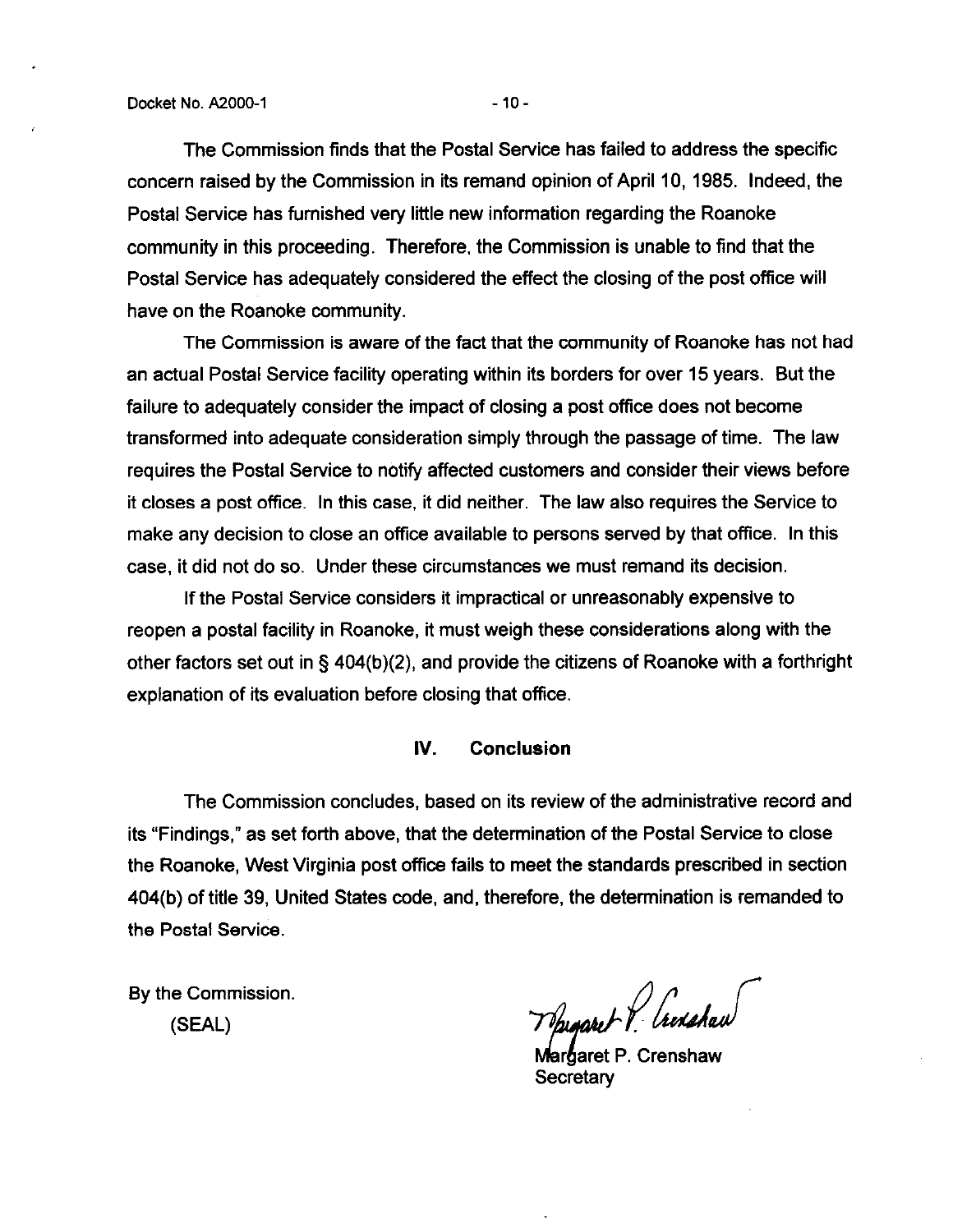The Commission finds that the Postal Service has failed to address the specific concern raised by the Commission in its remand opinion of April 10, 1985. Indeed, the Postal Service has furnished very little new information regarding the Roanoke community in this proceeding. Therefore, the Commission is unable to find that the Postal Service has adequately considered the effect the closing of the post office will have on the Roanoke community.

The Commission is aware of the fact that the community of Roanoke has not had an actual Postal Service facility operating within its borders for over 15 years. But the failure to adequately consider the impact of closing a post office does not become transformed into adequate consideration simply through the passage of time. The law requires the Postal Service to notify affected customers and consider their views before it closes a post office. In this case, it did neither. The law also requires the Service to make any decision to close an office available to persons served by that office. In this case, it did not do so. Under these circumstances we must remand its decision.

If the Postal Service considers it impractical or unreasonably expensive to reopen a postal facility in Roanoke, it must weigh these considerations along with the other factors set out in § 404(b)(2), and provide the citizens of Roanoke with a forthright explanation of its evaluation before closing that office.

## IV. Conclusion

The Commission concludes, based on its review of the administrative record and its "Findings," as set forth above, that the determination of the Postal Service to close the Roanoke, West Virginia post office fails to meet the standards prescribed in section 404(b) of title 39, United States code, and, therefore, the determination is remanded to the Postal Service.

By the Commission.

(SEAL)

Margaret P. Crenshaw
Secretary